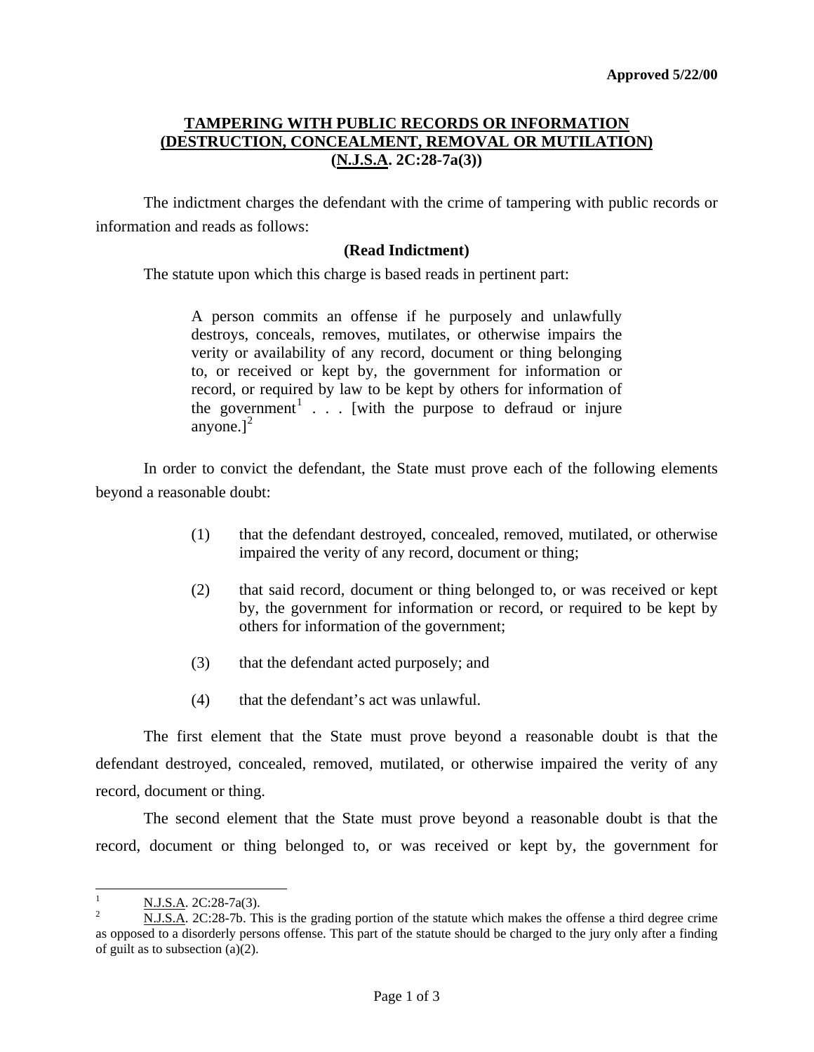**Approved 5/22/00**

## TAMPERING WITH PUBLIC RECORDS OR INFORMATION (DESTRUCTION, CONCEALMENT, REMOVAL OR MUTILATION) (N.J.S.A. 2C:28-7a(3))

The indictment charges the defendant with the crime of tampering with public records or information and reads as follows:

**(Read Indictment)**

The statute upon which this charge is based reads in pertinent part:

> A person commits an offense if he purposely and unlawfully destroys, conceals, removes, mutilates, or otherwise impairs the verity or availability of any record, document or thing belonging to, or received or kept by, the government for information or record, or required by law to be kept by others for information of the government[1] . . . [with the purpose to defraud or injure anyone.][2]

In order to convict the defendant, the State must prove each of the following elements beyond a reasonable doubt:

(1) that the defendant destroyed, concealed, removed, mutilated, or otherwise impaired the verity of any record, document or thing;

(2) that said record, document or thing belonged to, or was received or kept by, the government for information or record, or required to be kept by others for information of the government;

(3) that the defendant acted purposely; and

(4) that the defendant's act was unlawful.

The first element that the State must prove beyond a reasonable doubt is that the defendant destroyed, concealed, removed, mutilated, or otherwise impaired the verity of any record, document or thing.

The second element that the State must prove beyond a reasonable doubt is that the record, document or thing belonged to, or was received or kept by, the government for

---

[1] N.J.S.A. 2C:28-7a(3).

[2] N.J.S.A. 2C:28-7b. This is the grading portion of the statute which makes the offense a third degree crime as opposed to a disorderly persons offense. This part of the statute should be charged to the jury only after a finding of guilt as to subsection (a)(2).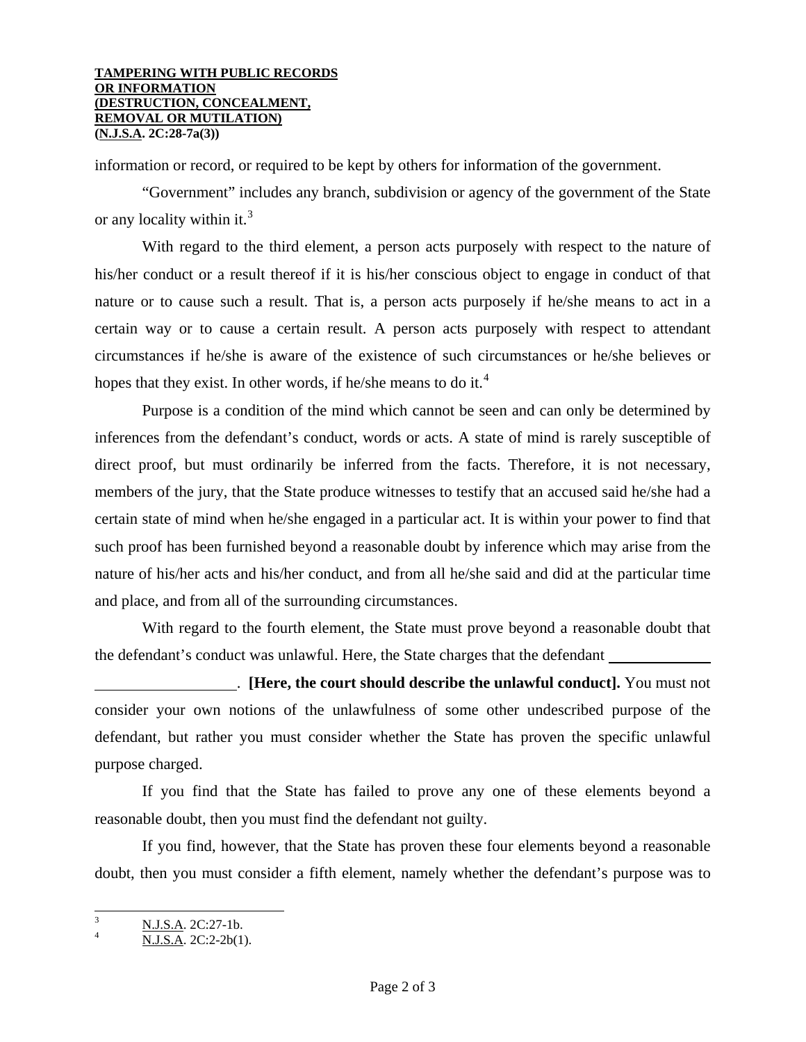information or record, or required to be kept by others for information of the government.

"Government" includes any branch, subdivision or agency of the government of the State or any locality within it.[3]

With regard to the third element, a person acts purposely with respect to the nature of his/her conduct or a result thereof if it is his/her conscious object to engage in conduct of that nature or to cause such a result. That is, a person acts purposely if he/she means to act in a certain way or to cause a certain result. A person acts purposely with respect to attendant circumstances if he/she is aware of the existence of such circumstances or he/she believes or hopes that they exist. In other words, if he/she means to do it.[4]

Purpose is a condition of the mind which cannot be seen and can only be determined by inferences from the defendant's conduct, words or acts. A state of mind is rarely susceptible of direct proof, but must ordinarily be inferred from the facts. Therefore, it is not necessary, members of the jury, that the State produce witnesses to testify that an accused said he/she had a certain state of mind when he/she engaged in a particular act. It is within your power to find that such proof has been furnished beyond a reasonable doubt by inference which may arise from the nature of his/her acts and his/her conduct, and from all he/she said and did at the particular time and place, and from all of the surrounding circumstances.

With regard to the fourth element, the State must prove beyond a reasonable doubt that the defendant's conduct was unlawful. Here, the State charges that the defendant ______________ __________________. **[Here, the court should describe the unlawful conduct].** You must not consider your own notions of the unlawfulness of some other undescribed purpose of the defendant, but rather you must consider whether the State has proven the specific unlawful purpose charged.

If you find that the State has failed to prove any one of these elements beyond a reasonable doubt, then you must find the defendant not guilty.

If you find, however, that the State has proven these four elements beyond a reasonable doubt, then you must consider a fifth element, namely whether the defendant's purpose was to

---

[3] N.J.S.A. 2C:27-1b.

[4] N.J.S.A. 2C:2-2b(1).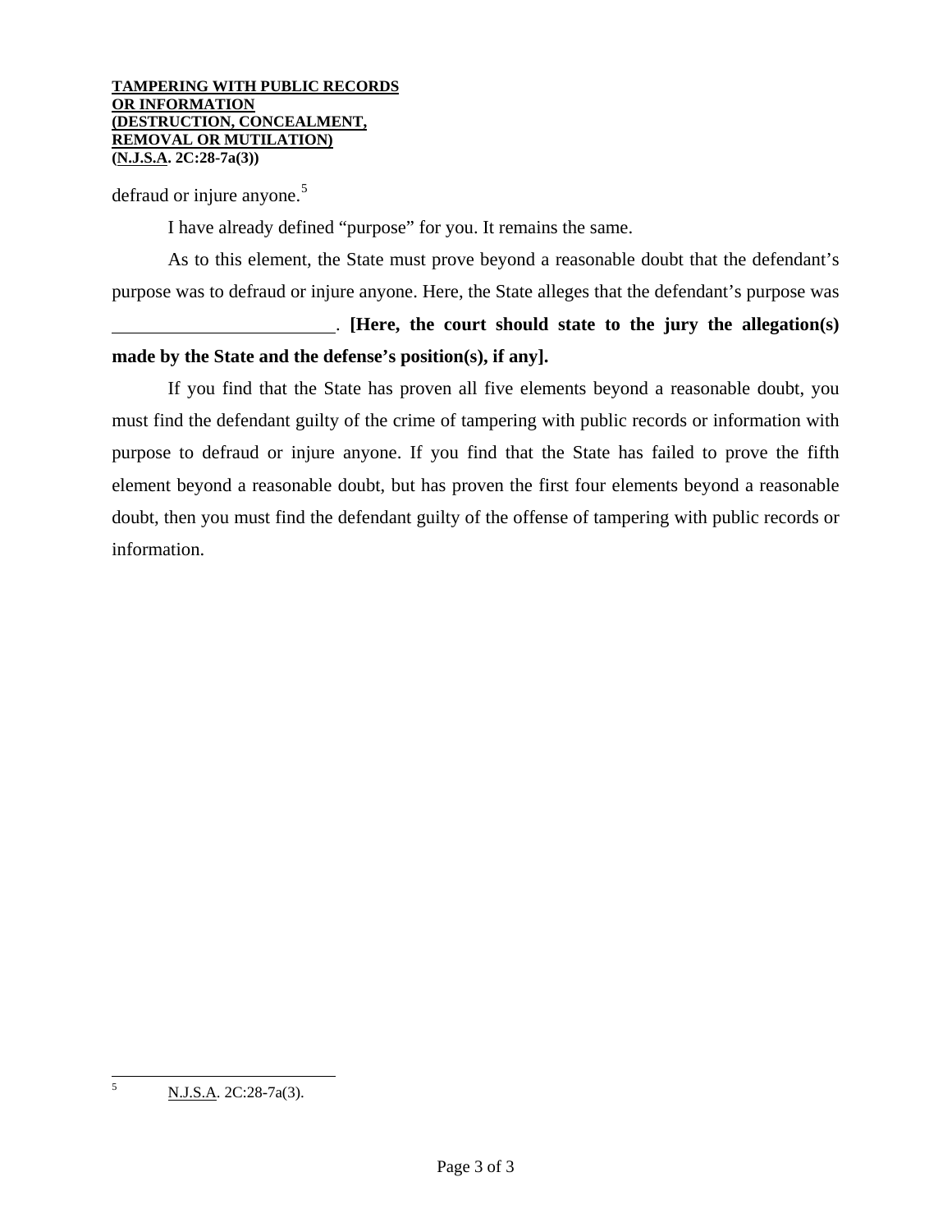defraud or injure anyone.[5]

I have already defined "purpose" for you. It remains the same.

As to this element, the State must prove beyond a reasonable doubt that the defendant's purpose was to defraud or injure anyone. Here, the State alleges that the defendant's purpose was _________________________. **[Here, the court should state to the jury the allegation(s) made by the State and the defense's position(s), if any].**

If you find that the State has proven all five elements beyond a reasonable doubt, you must find the defendant guilty of the crime of tampering with public records or information with purpose to defraud or injure anyone. If you find that the State has failed to prove the fifth element beyond a reasonable doubt, but has proven the first four elements beyond a reasonable doubt, then you must find the defendant guilty of the offense of tampering with public records or information.

---

[5] N.J.S.A. 2C:28-7a(3).